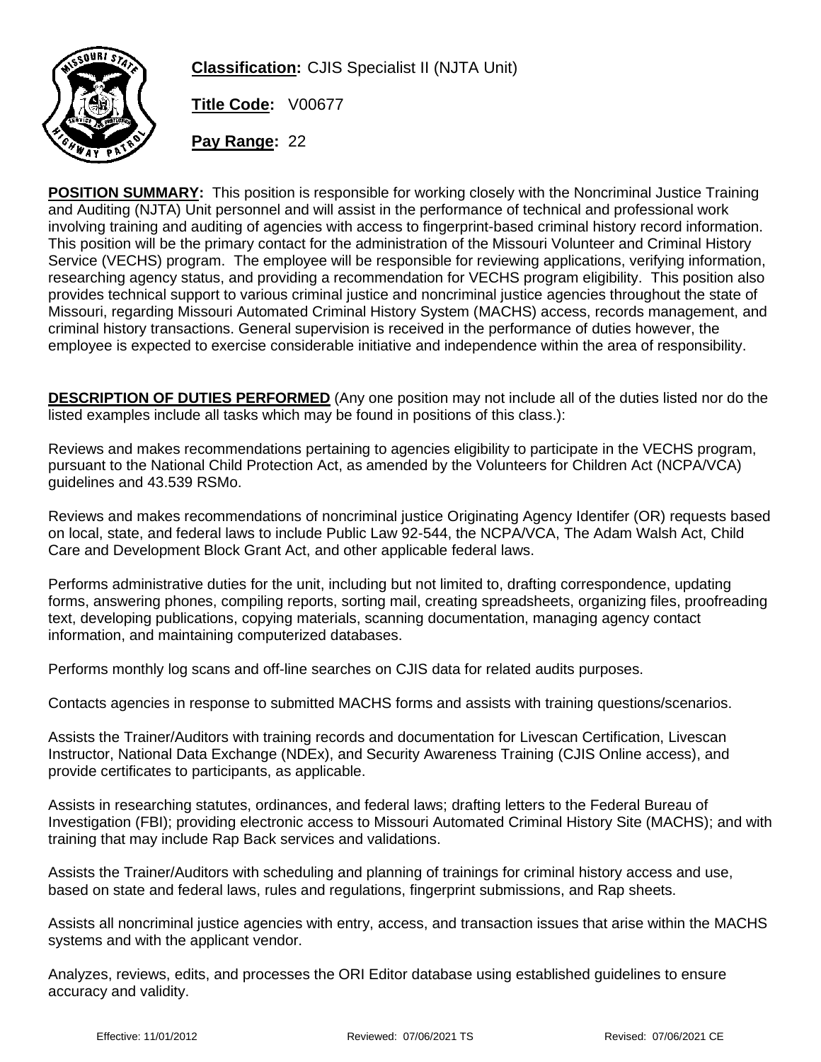**Classification:** CJIS Specialist II (NJTA Unit)

**Title Code:** V00677

**Pay Range:** 22

**POSITION SUMMARY:** This position is responsible for working closely with the Noncriminal Justice Training and Auditing (NJTA) Unit personnel and will assist in the performance of technical and professional work involving training and auditing of agencies with access to fingerprint-based criminal history record information. This position will be the primary contact for the administration of the Missouri Volunteer and Criminal History Service (VECHS) program. The employee will be responsible for reviewing applications, verifying information, researching agency status, and providing a recommendation for VECHS program eligibility. This position also provides technical support to various criminal justice and noncriminal justice agencies throughout the state of Missouri, regarding Missouri Automated Criminal History System (MACHS) access, records management, and criminal history transactions. General supervision is received in the performance of duties however, the employee is expected to exercise considerable initiative and independence within the area of responsibility.

**DESCRIPTION OF DUTIES PERFORMED** (Any one position may not include all of the duties listed nor do the listed examples include all tasks which may be found in positions of this class.):

Reviews and makes recommendations pertaining to agencies eligibility to participate in the VECHS program, pursuant to the National Child Protection Act, as amended by the Volunteers for Children Act (NCPA/VCA) guidelines and 43.539 RSMo.

Reviews and makes recommendations of noncriminal justice Originating Agency Identifer (OR) requests based on local, state, and federal laws to include Public Law 92-544, the NCPA/VCA, The Adam Walsh Act, Child Care and Development Block Grant Act, and other applicable federal laws.

Performs administrative duties for the unit, including but not limited to, drafting correspondence, updating forms, answering phones, compiling reports, sorting mail, creating spreadsheets, organizing files, proofreading text, developing publications, copying materials, scanning documentation, managing agency contact information, and maintaining computerized databases.

Performs monthly log scans and off-line searches on CJIS data for related audits purposes.

Contacts agencies in response to submitted MACHS forms and assists with training questions/scenarios.

Assists the Trainer/Auditors with training records and documentation for Livescan Certification, Livescan Instructor, National Data Exchange (NDEx), and Security Awareness Training (CJIS Online access), and provide certificates to participants, as applicable.

Assists in researching statutes, ordinances, and federal laws; drafting letters to the Federal Bureau of Investigation (FBI); providing electronic access to Missouri Automated Criminal History Site (MACHS); and with training that may include Rap Back services and validations.

Assists the Trainer/Auditors with scheduling and planning of trainings for criminal history access and use, based on state and federal laws, rules and regulations, fingerprint submissions, and Rap sheets.

Assists all noncriminal justice agencies with entry, access, and transaction issues that arise within the MACHS systems and with the applicant vendor.

Analyzes, reviews, edits, and processes the ORI Editor database using established guidelines to ensure accuracy and validity.

Effective: 11/01/2012 Reviewed: 07/06/2021 TS Revised: 07/06/2021 CE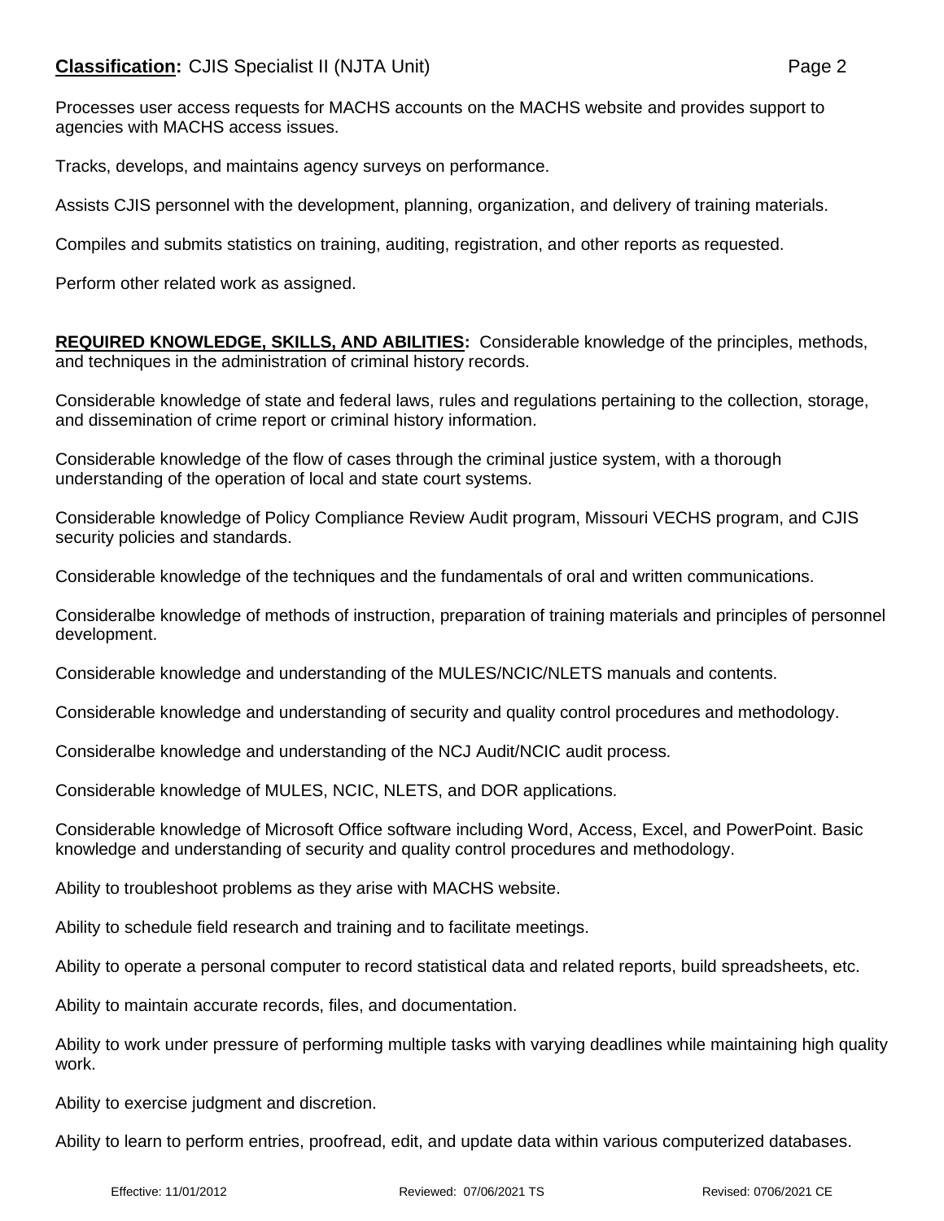Processes user access requests for MACHS accounts on the MACHS website and provides support to agencies with MACHS access issues.

Tracks, develops, and maintains agency surveys on performance.

Assists CJIS personnel with the development, planning, organization, and delivery of training materials.

Compiles and submits statistics on training, auditing, registration, and other reports as requested.

Perform other related work as assigned.

**REQUIRED KNOWLEDGE, SKILLS, AND ABILITIES:** Considerable knowledge of the principles, methods, and techniques in the administration of criminal history records.

Considerable knowledge of state and federal laws, rules and regulations pertaining to the collection, storage, and dissemination of crime report or criminal history information.

Considerable knowledge of the flow of cases through the criminal justice system, with a thorough understanding of the operation of local and state court systems.

Considerable knowledge of Policy Compliance Review Audit program, Missouri VECHS program, and CJIS security policies and standards.

Considerable knowledge of the techniques and the fundamentals of oral and written communications.

Consideralbe knowledge of methods of instruction, preparation of training materials and principles of personnel development.

Considerable knowledge and understanding of the MULES/NCIC/NLETS manuals and contents.

Considerable knowledge and understanding of security and quality control procedures and methodology.

Consideralbe knowledge and understanding of the NCJ Audit/NCIC audit process.

Considerable knowledge of MULES, NCIC, NLETS, and DOR applications.

Considerable knowledge of Microsoft Office software including Word, Access, Excel, and PowerPoint. Basic knowledge and understanding of security and quality control procedures and methodology.

Ability to troubleshoot problems as they arise with MACHS website.

Ability to schedule field research and training and to facilitate meetings.

Ability to operate a personal computer to record statistical data and related reports, build spreadsheets, etc.

Ability to maintain accurate records, files, and documentation.

Ability to work under pressure of performing multiple tasks with varying deadlines while maintaining high quality work.

Ability to exercise judgment and discretion.

Ability to learn to perform entries, proofread, edit, and update data within various computerized databases.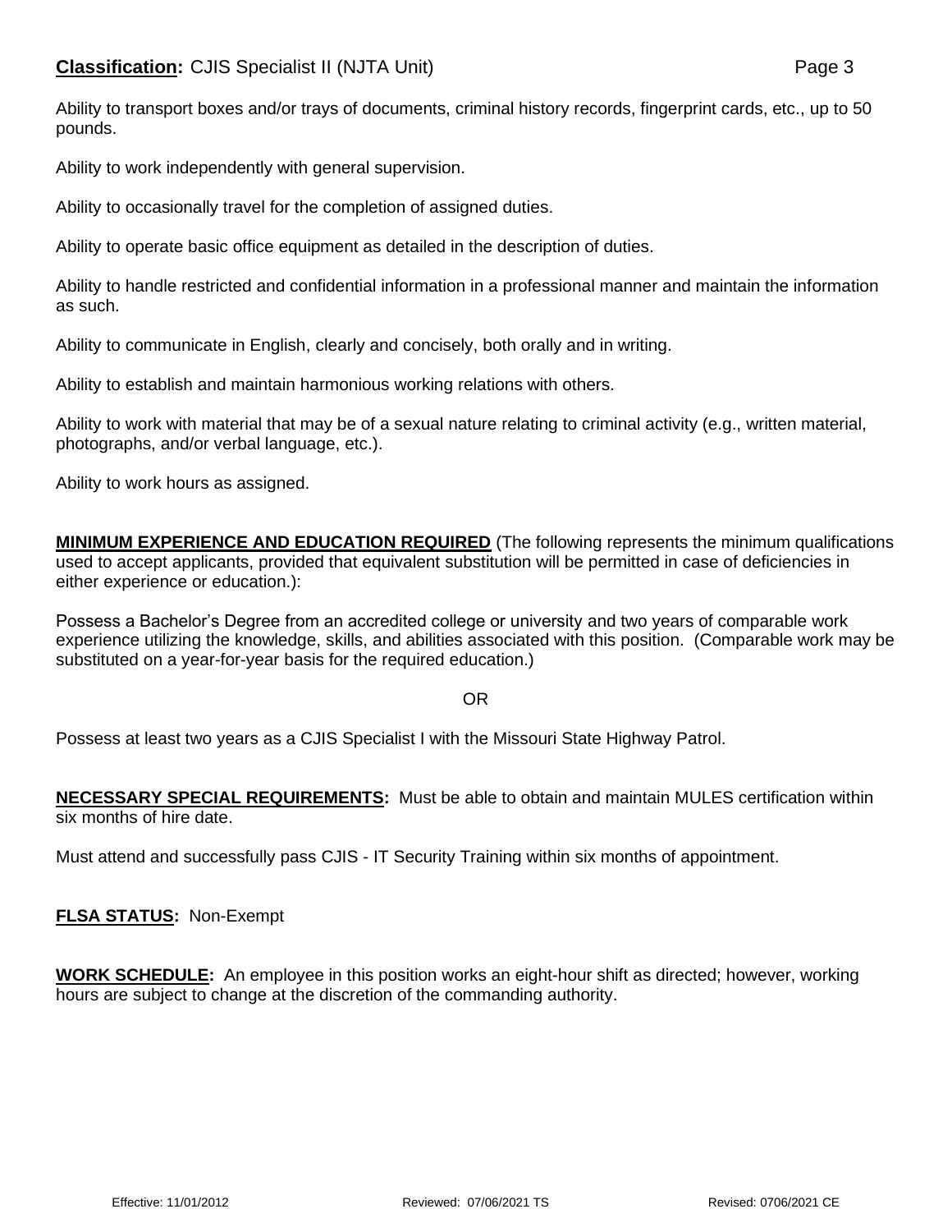Ability to transport boxes and/or trays of documents, criminal history records, fingerprint cards, etc., up to 50 pounds.

Ability to work independently with general supervision.

Ability to occasionally travel for the completion of assigned duties.

Ability to operate basic office equipment as detailed in the description of duties.

Ability to handle restricted and confidential information in a professional manner and maintain the information as such.

Ability to communicate in English, clearly and concisely, both orally and in writing.

Ability to establish and maintain harmonious working relations with others.

Ability to work with material that may be of a sexual nature relating to criminal activity (e.g., written material, photographs, and/or verbal language, etc.).

Ability to work hours as assigned.

**MINIMUM EXPERIENCE AND EDUCATION REQUIRED** (The following represents the minimum qualifications used to accept applicants, provided that equivalent substitution will be permitted in case of deficiencies in either experience or education.):

Possess a Bachelor's Degree from an accredited college or university and two years of comparable work experience utilizing the knowledge, skills, and abilities associated with this position. (Comparable work may be substituted on a year-for-year basis for the required education.)

OR

Possess at least two years as a CJIS Specialist I with the Missouri State Highway Patrol.

**NECESSARY SPECIAL REQUIREMENTS:** Must be able to obtain and maintain MULES certification within six months of hire date.

Must attend and successfully pass CJIS - IT Security Training within six months of appointment.

**FLSA STATUS:** Non-Exempt

**WORK SCHEDULE:** An employee in this position works an eight-hour shift as directed; however, working hours are subject to change at the discretion of the commanding authority.